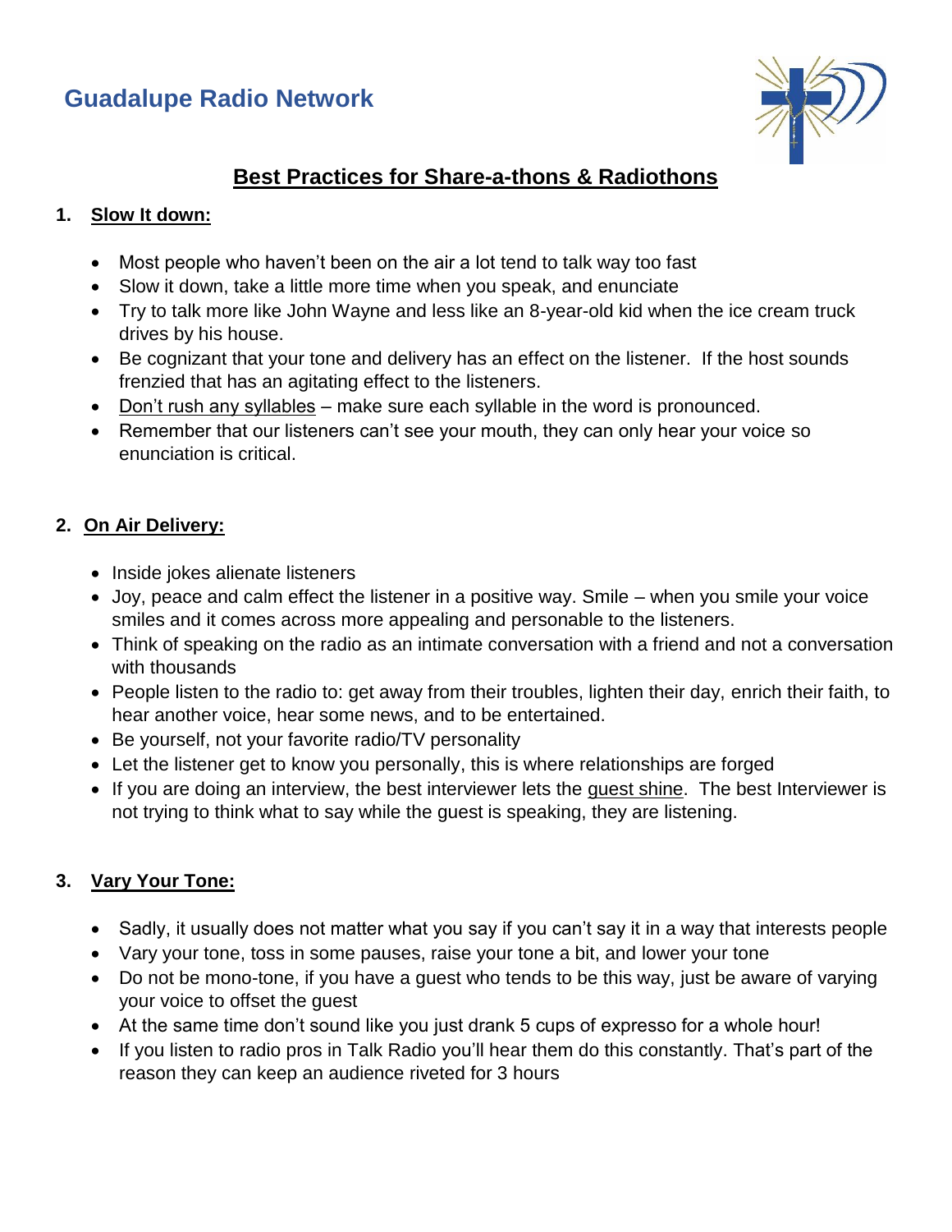# Guadalupe Radio Network

## Best Practices for Share-a-thons & Radiothons

### 1. Slow It down:

- Most people who haven't been on the air a lot tend to talk way too fast
- Slow it down, take a little more time when you speak, and enunciate
- Try to talk more like John Wayne and less like an 8-year-old kid when the ice cream truck drives by his house.
- Be cognizant that your tone and delivery has an effect on the listener. If the host sounds frenzied that has an agitating effect to the listeners.
- Don't rush any syllables – make sure each syllable in the word is pronounced.
- Remember that our listeners can't see your mouth, they can only hear your voice so enunciation is critical.

### 2. On Air Delivery:

- Inside jokes alienate listeners
- Joy, peace and calm effect the listener in a positive way. Smile – when you smile your voice smiles and it comes across more appealing and personable to the listeners.
- Think of speaking on the radio as an intimate conversation with a friend and not a conversation with thousands
- People listen to the radio to: get away from their troubles, lighten their day, enrich their faith, to hear another voice, hear some news, and to be entertained.
- Be yourself, not your favorite radio/TV personality
- Let the listener get to know you personally, this is where relationships are forged
- If you are doing an interview, the best interviewer lets the guest shine. The best Interviewer is not trying to think what to say while the guest is speaking, they are listening.

### 3. Vary Your Tone:

- Sadly, it usually does not matter what you say if you can't say it in a way that interests people
- Vary your tone, toss in some pauses, raise your tone a bit, and lower your tone
- Do not be mono-tone, if you have a guest who tends to be this way, just be aware of varying your voice to offset the guest
- At the same time don't sound like you just drank 5 cups of expresso for a whole hour!
- If you listen to radio pros in Talk Radio you'll hear them do this constantly. That's part of the reason they can keep an audience riveted for 3 hours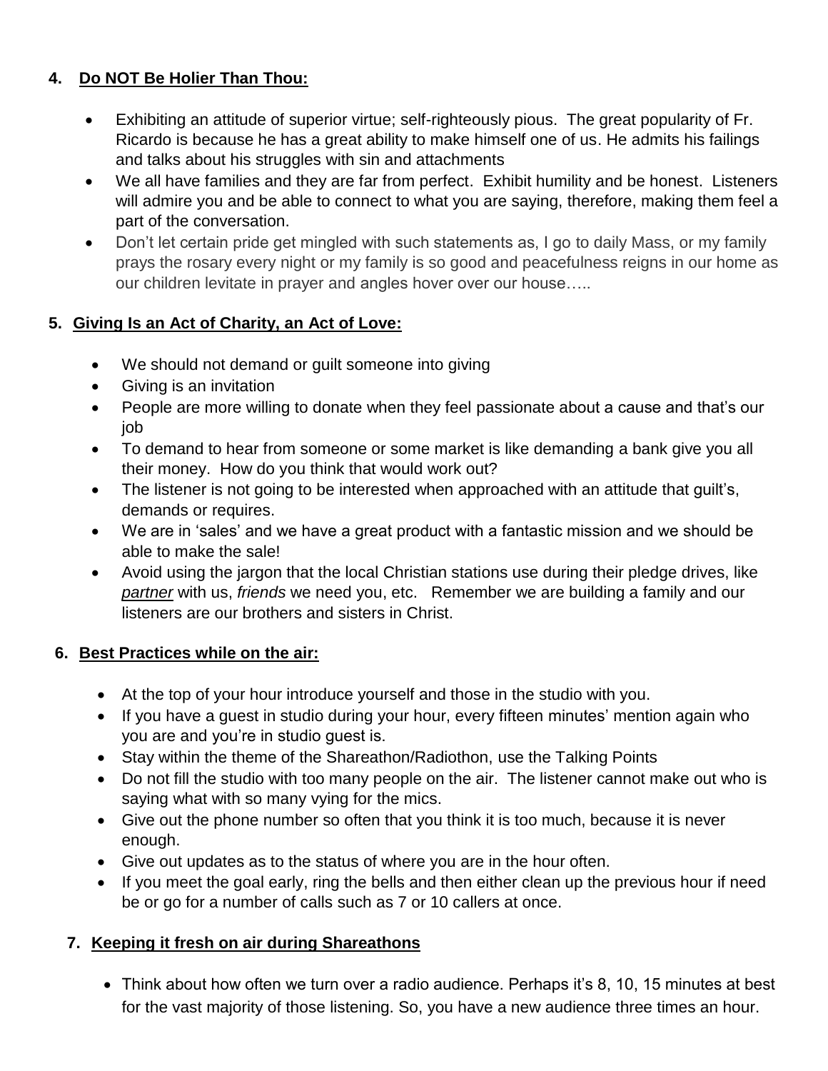4. **Do NOT Be Holier Than Thou:**

- Exhibiting an attitude of superior virtue; self-righteously pious. The great popularity of Fr. Ricardo is because he has a great ability to make himself one of us. He admits his failings and talks about his struggles with sin and attachments
- We all have families and they are far from perfect. Exhibit humility and be honest. Listeners will admire you and be able to connect to what you are saying, therefore, making them feel a part of the conversation.
- Don't let certain pride get mingled with such statements as, I go to daily Mass, or my family prays the rosary every night or my family is so good and peacefulness reigns in our home as our children levitate in prayer and angles hover over our house…..

5. **Giving Is an Act of Charity, an Act of Love:**

- We should not demand or guilt someone into giving
- Giving is an invitation
- People are more willing to donate when they feel passionate about a cause and that's our job
- To demand to hear from someone or some market is like demanding a bank give you all their money. How do you think that would work out?
- The listener is not going to be interested when approached with an attitude that guilt's, demands or requires.
- We are in 'sales' and we have a great product with a fantastic mission and we should be able to make the sale!
- Avoid using the jargon that the local Christian stations use during their pledge drives, like *partner* with us, *friends* we need you, etc. Remember we are building a family and our listeners are our brothers and sisters in Christ.

6. **Best Practices while on the air:**

- At the top of your hour introduce yourself and those in the studio with you.
- If you have a guest in studio during your hour, every fifteen minutes' mention again who you are and you're in studio guest is.
- Stay within the theme of the Shareathon/Radiothon, use the Talking Points
- Do not fill the studio with too many people on the air. The listener cannot make out who is saying what with so many vying for the mics.
- Give out the phone number so often that you think it is too much, because it is never enough.
- Give out updates as to the status of where you are in the hour often.
- If you meet the goal early, ring the bells and then either clean up the previous hour if need be or go for a number of calls such as 7 or 10 callers at once.

7. **Keeping it fresh on air during Shareathons**

- Think about how often we turn over a radio audience. Perhaps it's 8, 10, 15 minutes at best for the vast majority of those listening. So, you have a new audience three times an hour.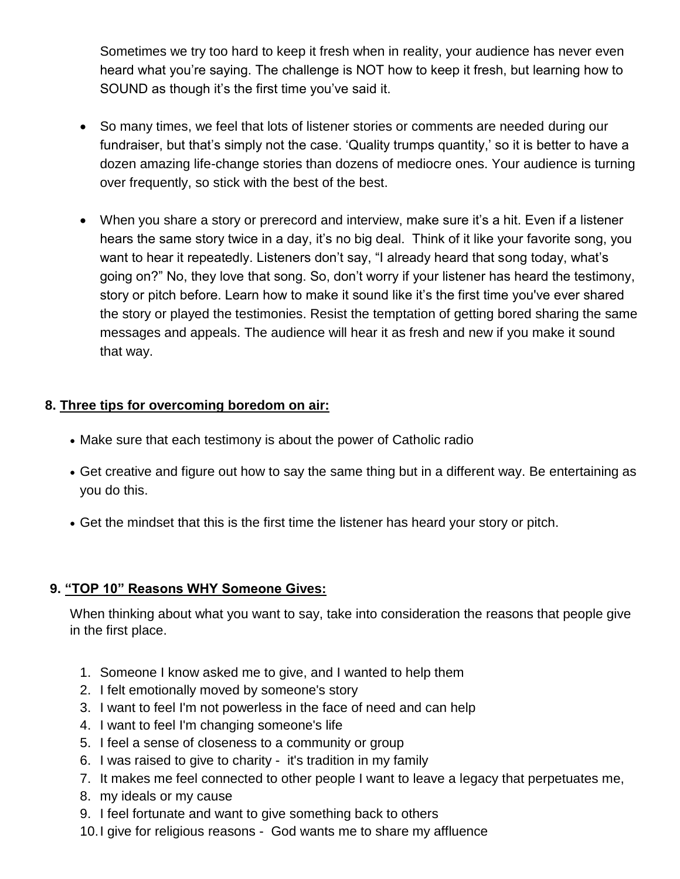Sometimes we try too hard to keep it fresh when in reality, your audience has never even heard what you're saying. The challenge is NOT how to keep it fresh, but learning how to SOUND as though it's the first time you've said it.

- So many times, we feel that lots of listener stories or comments are needed during our fundraiser, but that's simply not the case. 'Quality trumps quantity,' so it is better to have a dozen amazing life-change stories than dozens of mediocre ones. Your audience is turning over frequently, so stick with the best of the best.

- When you share a story or prerecord and interview, make sure it's a hit. Even if a listener hears the same story twice in a day, it's no big deal. Think of it like your favorite song, you want to hear it repeatedly. Listeners don't say, "I already heard that song today, what's going on?" No, they love that song. So, don't worry if your listener has heard the testimony, story or pitch before. Learn how to make it sound like it's the first time you've ever shared the story or played the testimonies. Resist the temptation of getting bored sharing the same messages and appeals. The audience will hear it as fresh and new if you make it sound that way.

## 8. <u>Three tips for overcoming boredom on air:</u>

- Make sure that each testimony is about the power of Catholic radio
- Get creative and figure out how to say the same thing but in a different way. Be entertaining as you do this.
- Get the mindset that this is the first time the listener has heard your story or pitch.

## 9. <u>"TOP 10" Reasons WHY Someone Gives:</u>

When thinking about what you want to say, take into consideration the reasons that people give in the first place.

1. Someone I know asked me to give, and I wanted to help them
2. I felt emotionally moved by someone's story
3. I want to feel I'm not powerless in the face of need and can help
4. I want to feel I'm changing someone's life
5. I feel a sense of closeness to a community or group
6. I was raised to give to charity - it's tradition in my family
7. It makes me feel connected to other people I want to leave a legacy that perpetuates me,
8. my ideals or my cause
9. I feel fortunate and want to give something back to others
10. I give for religious reasons - God wants me to share my affluence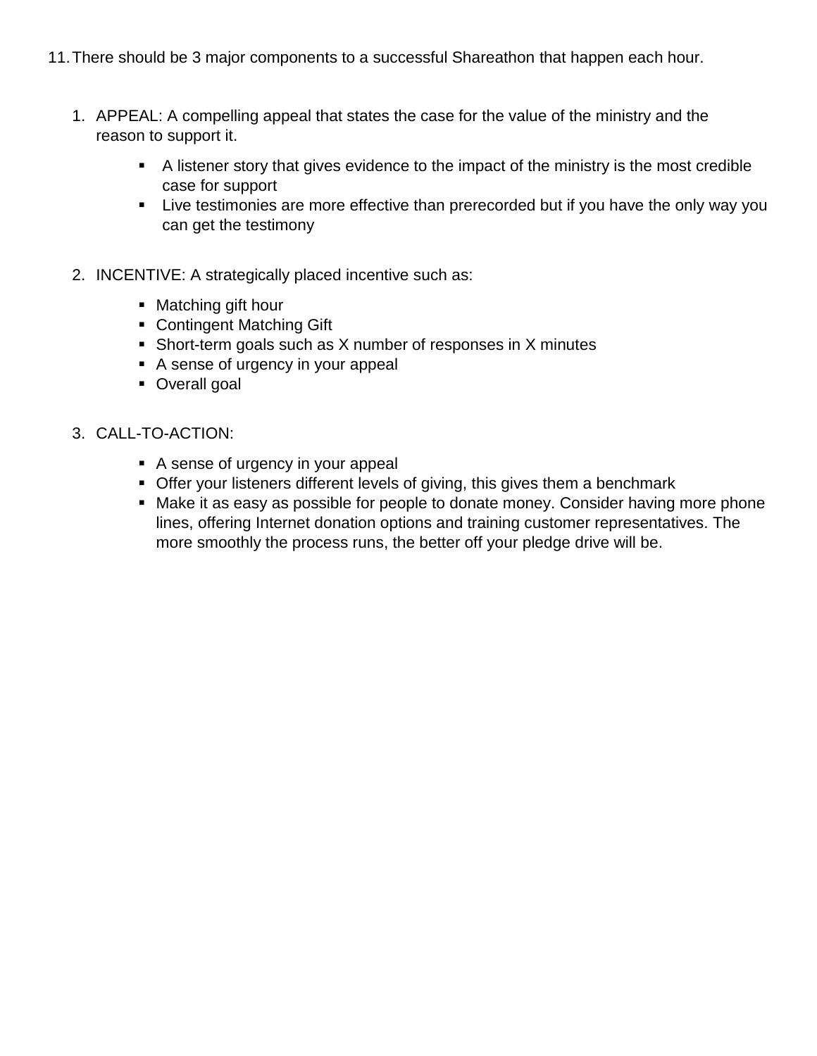11. There should be 3 major components to a successful Shareathon that happen each hour.

    1. APPEAL: A compelling appeal that states the case for the value of the ministry and the reason to support it.
        - A listener story that gives evidence to the impact of the ministry is the most credible case for support
        - Live testimonies are more effective than prerecorded but if you have the only way you can get the testimony

    2. INCENTIVE: A strategically placed incentive such as:
        - Matching gift hour
        - Contingent Matching Gift
        - Short-term goals such as X number of responses in X minutes
        - A sense of urgency in your appeal
        - Overall goal

    3. CALL-TO-ACTION:
        - A sense of urgency in your appeal
        - Offer your listeners different levels of giving, this gives them a benchmark
        - Make it as easy as possible for people to donate money. Consider having more phone lines, offering Internet donation options and training customer representatives. The more smoothly the process runs, the better off your pledge drive will be.